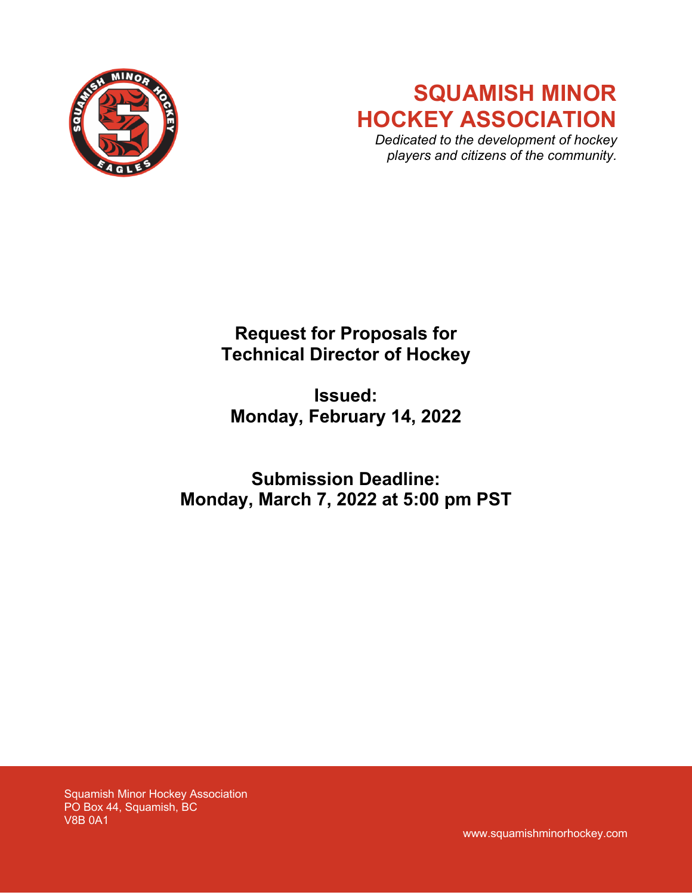# SQUAMISH MINOR HOCKEY ASSOCIATION

*Dedicated to the development of hockey players and citizens of the community.*

## Request for Proposals for Technical Director of Hockey

**Issued:**
**Monday, February 14, 2022**

**Submission Deadline:**
**Monday, March 7, 2022 at 5:00 pm PST**

Squamish Minor Hockey Association
PO Box 44, Squamish, BC
V8B 0A1

www.squamishminorhockey.com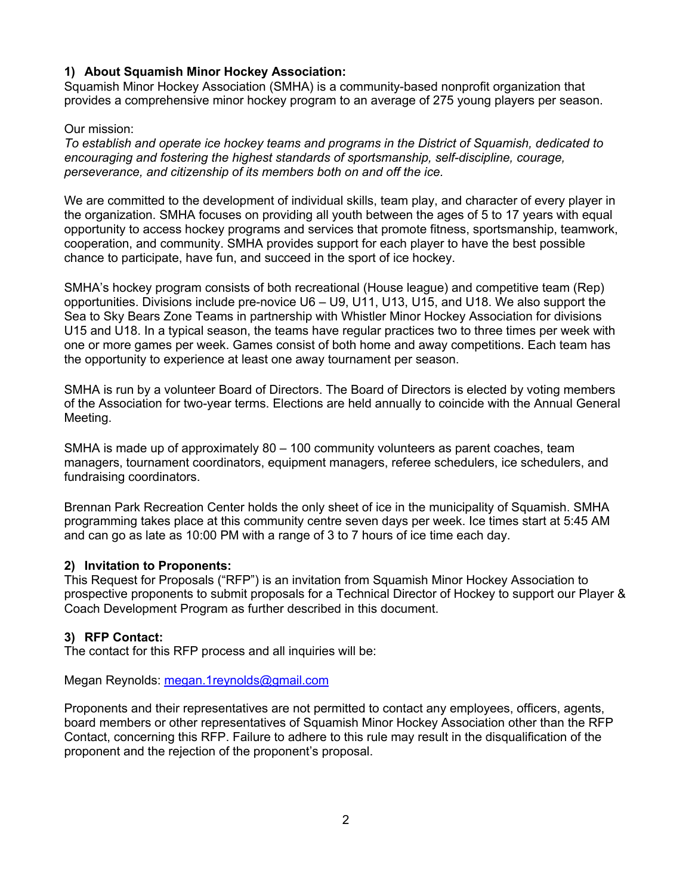## 1) About Squamish Minor Hockey Association:

Squamish Minor Hockey Association (SMHA) is a community-based nonprofit organization that provides a comprehensive minor hockey program to an average of 275 young players per season.

Our mission:
*To establish and operate ice hockey teams and programs in the District of Squamish, dedicated to encouraging and fostering the highest standards of sportsmanship, self-discipline, courage, perseverance, and citizenship of its members both on and off the ice.*

We are committed to the development of individual skills, team play, and character of every player in the organization. SMHA focuses on providing all youth between the ages of 5 to 17 years with equal opportunity to access hockey programs and services that promote fitness, sportsmanship, teamwork, cooperation, and community. SMHA provides support for each player to have the best possible chance to participate, have fun, and succeed in the sport of ice hockey.

SMHA's hockey program consists of both recreational (House league) and competitive team (Rep) opportunities. Divisions include pre-novice U6 – U9, U11, U13, U15, and U18. We also support the Sea to Sky Bears Zone Teams in partnership with Whistler Minor Hockey Association for divisions U15 and U18. In a typical season, the teams have regular practices two to three times per week with one or more games per week. Games consist of both home and away competitions. Each team has the opportunity to experience at least one away tournament per season.

SMHA is run by a volunteer Board of Directors. The Board of Directors is elected by voting members of the Association for two-year terms. Elections are held annually to coincide with the Annual General Meeting.

SMHA is made up of approximately 80 – 100 community volunteers as parent coaches, team managers, tournament coordinators, equipment managers, referee schedulers, ice schedulers, and fundraising coordinators.

Brennan Park Recreation Center holds the only sheet of ice in the municipality of Squamish. SMHA programming takes place at this community centre seven days per week. Ice times start at 5:45 AM and can go as late as 10:00 PM with a range of 3 to 7 hours of ice time each day.

## 2) Invitation to Proponents:

This Request for Proposals ("RFP") is an invitation from Squamish Minor Hockey Association to prospective proponents to submit proposals for a Technical Director of Hockey to support our Player & Coach Development Program as further described in this document.

## 3) RFP Contact:

The contact for this RFP process and all inquiries will be:

Megan Reynolds: [megan.1reynolds@gmail.com](mailto:megan.1reynolds@gmail.com)

Proponents and their representatives are not permitted to contact any employees, officers, agents, board members or other representatives of Squamish Minor Hockey Association other than the RFP Contact, concerning this RFP. Failure to adhere to this rule may result in the disqualification of the proponent and the rejection of the proponent's proposal.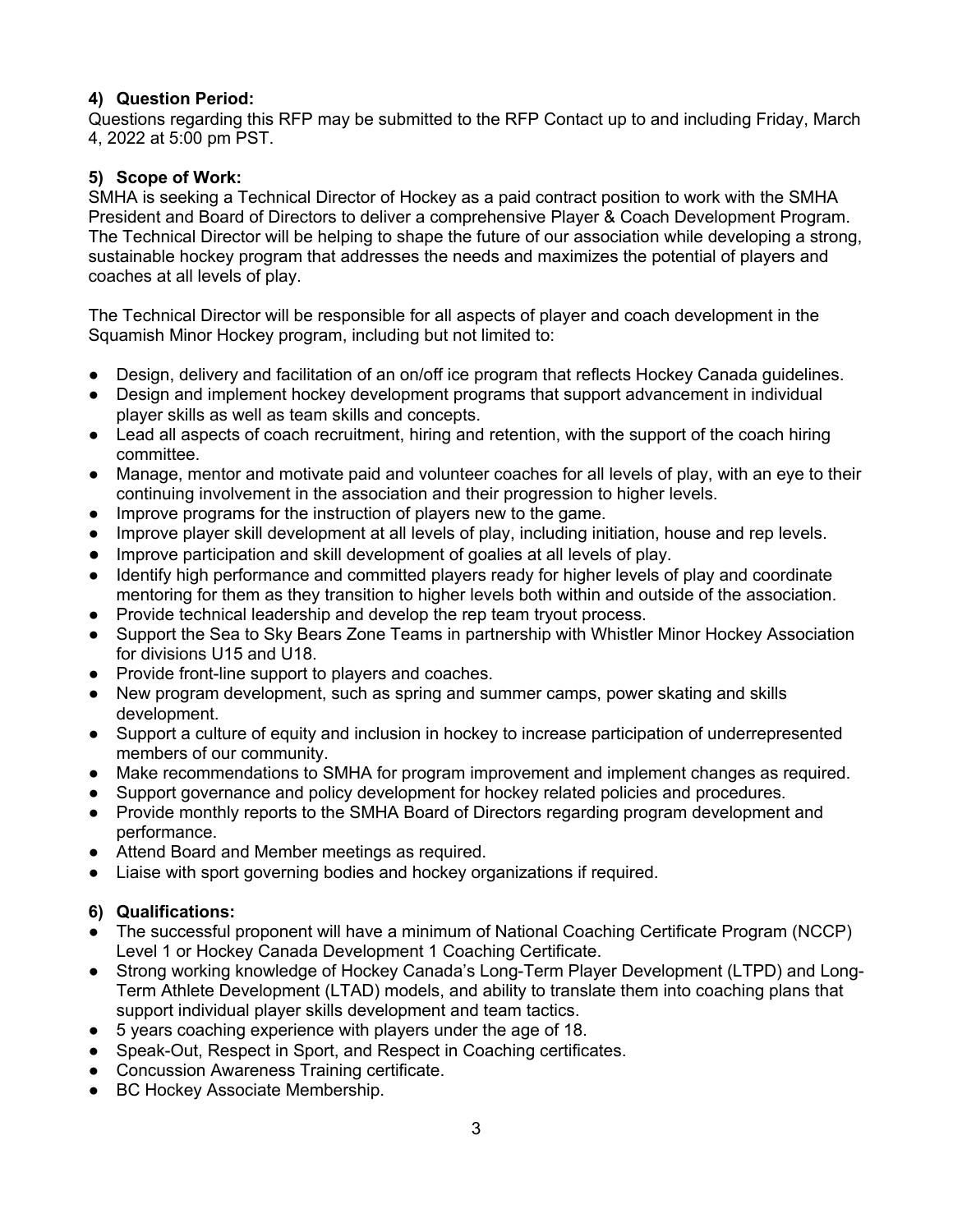### 4) Question Period:

Questions regarding this RFP may be submitted to the RFP Contact up to and including Friday, March 4, 2022 at 5:00 pm PST.

### 5) Scope of Work:

SMHA is seeking a Technical Director of Hockey as a paid contract position to work with the SMHA President and Board of Directors to deliver a comprehensive Player & Coach Development Program. The Technical Director will be helping to shape the future of our association while developing a strong, sustainable hockey program that addresses the needs and maximizes the potential of players and coaches at all levels of play.

The Technical Director will be responsible for all aspects of player and coach development in the Squamish Minor Hockey program, including but not limited to:

- Design, delivery and facilitation of an on/off ice program that reflects Hockey Canada guidelines.
- Design and implement hockey development programs that support advancement in individual player skills as well as team skills and concepts.
- Lead all aspects of coach recruitment, hiring and retention, with the support of the coach hiring committee.
- Manage, mentor and motivate paid and volunteer coaches for all levels of play, with an eye to their continuing involvement in the association and their progression to higher levels.
- Improve programs for the instruction of players new to the game.
- Improve player skill development at all levels of play, including initiation, house and rep levels.
- Improve participation and skill development of goalies at all levels of play.
- Identify high performance and committed players ready for higher levels of play and coordinate mentoring for them as they transition to higher levels both within and outside of the association.
- Provide technical leadership and develop the rep team tryout process.
- Support the Sea to Sky Bears Zone Teams in partnership with Whistler Minor Hockey Association for divisions U15 and U18.
- Provide front-line support to players and coaches.
- New program development, such as spring and summer camps, power skating and skills development.
- Support a culture of equity and inclusion in hockey to increase participation of underrepresented members of our community.
- Make recommendations to SMHA for program improvement and implement changes as required.
- Support governance and policy development for hockey related policies and procedures.
- Provide monthly reports to the SMHA Board of Directors regarding program development and performance.
- Attend Board and Member meetings as required.
- Liaise with sport governing bodies and hockey organizations if required.

### 6) Qualifications:

- The successful proponent will have a minimum of National Coaching Certificate Program (NCCP) Level 1 or Hockey Canada Development 1 Coaching Certificate.
- Strong working knowledge of Hockey Canada's Long-Term Player Development (LTPD) and Long-Term Athlete Development (LTAD) models, and ability to translate them into coaching plans that support individual player skills development and team tactics.
- 5 years coaching experience with players under the age of 18.
- Speak-Out, Respect in Sport, and Respect in Coaching certificates.
- Concussion Awareness Training certificate.
- BC Hockey Associate Membership.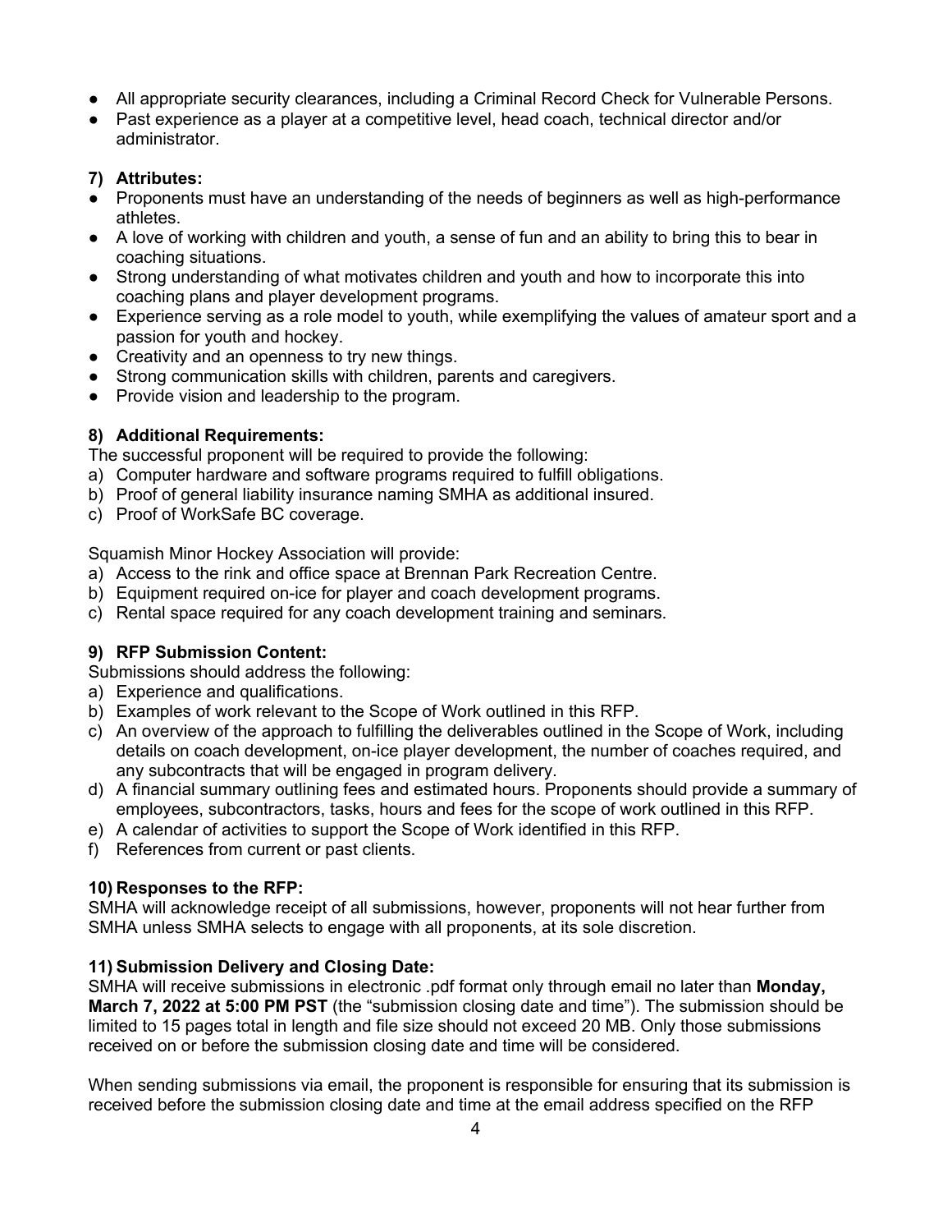- All appropriate security clearances, including a Criminal Record Check for Vulnerable Persons.
- Past experience as a player at a competitive level, head coach, technical director and/or administrator.

**7) Attributes:**

- Proponents must have an understanding of the needs of beginners as well as high-performance athletes.
- A love of working with children and youth, a sense of fun and an ability to bring this to bear in coaching situations.
- Strong understanding of what motivates children and youth and how to incorporate this into coaching plans and player development programs.
- Experience serving as a role model to youth, while exemplifying the values of amateur sport and a passion for youth and hockey.
- Creativity and an openness to try new things.
- Strong communication skills with children, parents and caregivers.
- Provide vision and leadership to the program.

**8) Additional Requirements:**

The successful proponent will be required to provide the following:

a) Computer hardware and software programs required to fulfill obligations.
b) Proof of general liability insurance naming SMHA as additional insured.
c) Proof of WorkSafe BC coverage.

Squamish Minor Hockey Association will provide:

a) Access to the rink and office space at Brennan Park Recreation Centre.
b) Equipment required on-ice for player and coach development programs.
c) Rental space required for any coach development training and seminars.

**9) RFP Submission Content:**

Submissions should address the following:

a) Experience and qualifications.
b) Examples of work relevant to the Scope of Work outlined in this RFP.
c) An overview of the approach to fulfilling the deliverables outlined in the Scope of Work, including details on coach development, on-ice player development, the number of coaches required, and any subcontracts that will be engaged in program delivery.
d) A financial summary outlining fees and estimated hours. Proponents should provide a summary of employees, subcontractors, tasks, hours and fees for the scope of work outlined in this RFP.
e) A calendar of activities to support the Scope of Work identified in this RFP.
f) References from current or past clients.

**10) Responses to the RFP:**

SMHA will acknowledge receipt of all submissions, however, proponents will not hear further from SMHA unless SMHA selects to engage with all proponents, at its sole discretion.

**11) Submission Delivery and Closing Date:**

SMHA will receive submissions in electronic .pdf format only through email no later than **Monday, March 7, 2022 at 5:00 PM PST** (the "submission closing date and time"). The submission should be limited to 15 pages total in length and file size should not exceed 20 MB. Only those submissions received on or before the submission closing date and time will be considered.

When sending submissions via email, the proponent is responsible for ensuring that its submission is received before the submission closing date and time at the email address specified on the RFP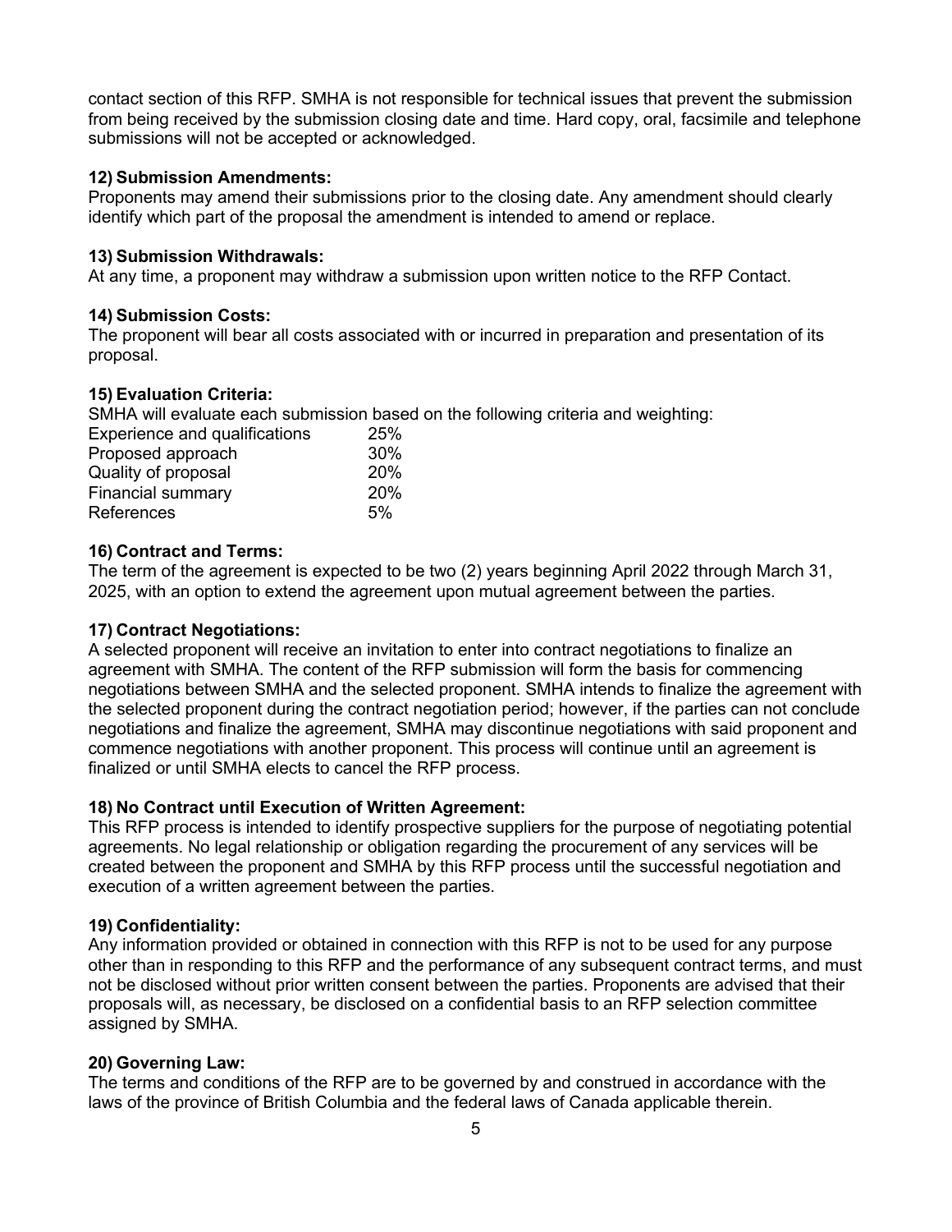contact section of this RFP. SMHA is not responsible for technical issues that prevent the submission from being received by the submission closing date and time. Hard copy, oral, facsimile and telephone submissions will not be accepted or acknowledged.

**12) Submission Amendments:**
Proponents may amend their submissions prior to the closing date. Any amendment should clearly identify which part of the proposal the amendment is intended to amend or replace.

**13) Submission Withdrawals:**
At any time, a proponent may withdraw a submission upon written notice to the RFP Contact.

**14) Submission Costs:**
The proponent will bear all costs associated with or incurred in preparation and presentation of its proposal.

**15) Evaluation Criteria:**
SMHA will evaluate each submission based on the following criteria and weighting:

| | |
|---|---|
| Experience and qualifications | 25% |
| Proposed approach | 30% |
| Quality of proposal | 20% |
| Financial summary | 20% |
| References | 5% |

**16) Contract and Terms:**
The term of the agreement is expected to be two (2) years beginning April 2022 through March 31, 2025, with an option to extend the agreement upon mutual agreement between the parties.

**17) Contract Negotiations:**
A selected proponent will receive an invitation to enter into contract negotiations to finalize an agreement with SMHA. The content of the RFP submission will form the basis for commencing negotiations between SMHA and the selected proponent. SMHA intends to finalize the agreement with the selected proponent during the contract negotiation period; however, if the parties can not conclude negotiations and finalize the agreement, SMHA may discontinue negotiations with said proponent and commence negotiations with another proponent. This process will continue until an agreement is finalized or until SMHA elects to cancel the RFP process.

**18) No Contract until Execution of Written Agreement:**
This RFP process is intended to identify prospective suppliers for the purpose of negotiating potential agreements. No legal relationship or obligation regarding the procurement of any services will be created between the proponent and SMHA by this RFP process until the successful negotiation and execution of a written agreement between the parties.

**19) Confidentiality:**
Any information provided or obtained in connection with this RFP is not to be used for any purpose other than in responding to this RFP and the performance of any subsequent contract terms, and must not be disclosed without prior written consent between the parties. Proponents are advised that their proposals will, as necessary, be disclosed on a confidential basis to an RFP selection committee assigned by SMHA.

**20) Governing Law:**
The terms and conditions of the RFP are to be governed by and construed in accordance with the laws of the province of British Columbia and the federal laws of Canada applicable therein.